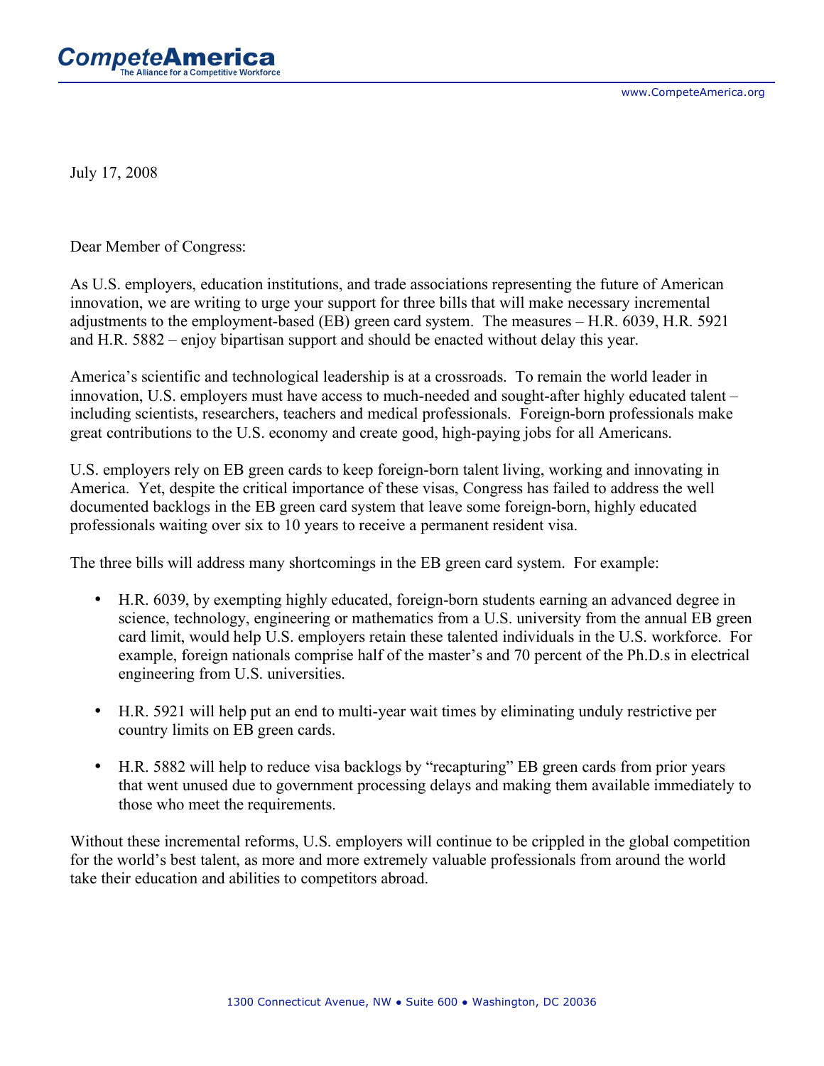**CompeteAmerica**
The Alliance for a Competitive Workforce

www.CompeteAmerica.org

July 17, 2008

Dear Member of Congress:

As U.S. employers, education institutions, and trade associations representing the future of American innovation, we are writing to urge your support for three bills that will make necessary incremental adjustments to the employment-based (EB) green card system. The measures – H.R. 6039, H.R. 5921 and H.R. 5882 – enjoy bipartisan support and should be enacted without delay this year.

America's scientific and technological leadership is at a crossroads. To remain the world leader in innovation, U.S. employers must have access to much-needed and sought-after highly educated talent – including scientists, researchers, teachers and medical professionals. Foreign-born professionals make great contributions to the U.S. economy and create good, high-paying jobs for all Americans.

U.S. employers rely on EB green cards to keep foreign-born talent living, working and innovating in America. Yet, despite the critical importance of these visas, Congress has failed to address the well documented backlogs in the EB green card system that leave some foreign-born, highly educated professionals waiting over six to 10 years to receive a permanent resident visa.

The three bills will address many shortcomings in the EB green card system. For example:

- H.R. 6039, by exempting highly educated, foreign-born students earning an advanced degree in science, technology, engineering or mathematics from a U.S. university from the annual EB green card limit, would help U.S. employers retain these talented individuals in the U.S. workforce. For example, foreign nationals comprise half of the master's and 70 percent of the Ph.D.s in electrical engineering from U.S. universities.

- H.R. 5921 will help put an end to multi-year wait times by eliminating unduly restrictive per country limits on EB green cards.

- H.R. 5882 will help to reduce visa backlogs by "recapturing" EB green cards from prior years that went unused due to government processing delays and making them available immediately to those who meet the requirements.

Without these incremental reforms, U.S. employers will continue to be crippled in the global competition for the world's best talent, as more and more extremely valuable professionals from around the world take their education and abilities to competitors abroad.

1300 Connecticut Avenue, NW • Suite 600 • Washington, DC 20036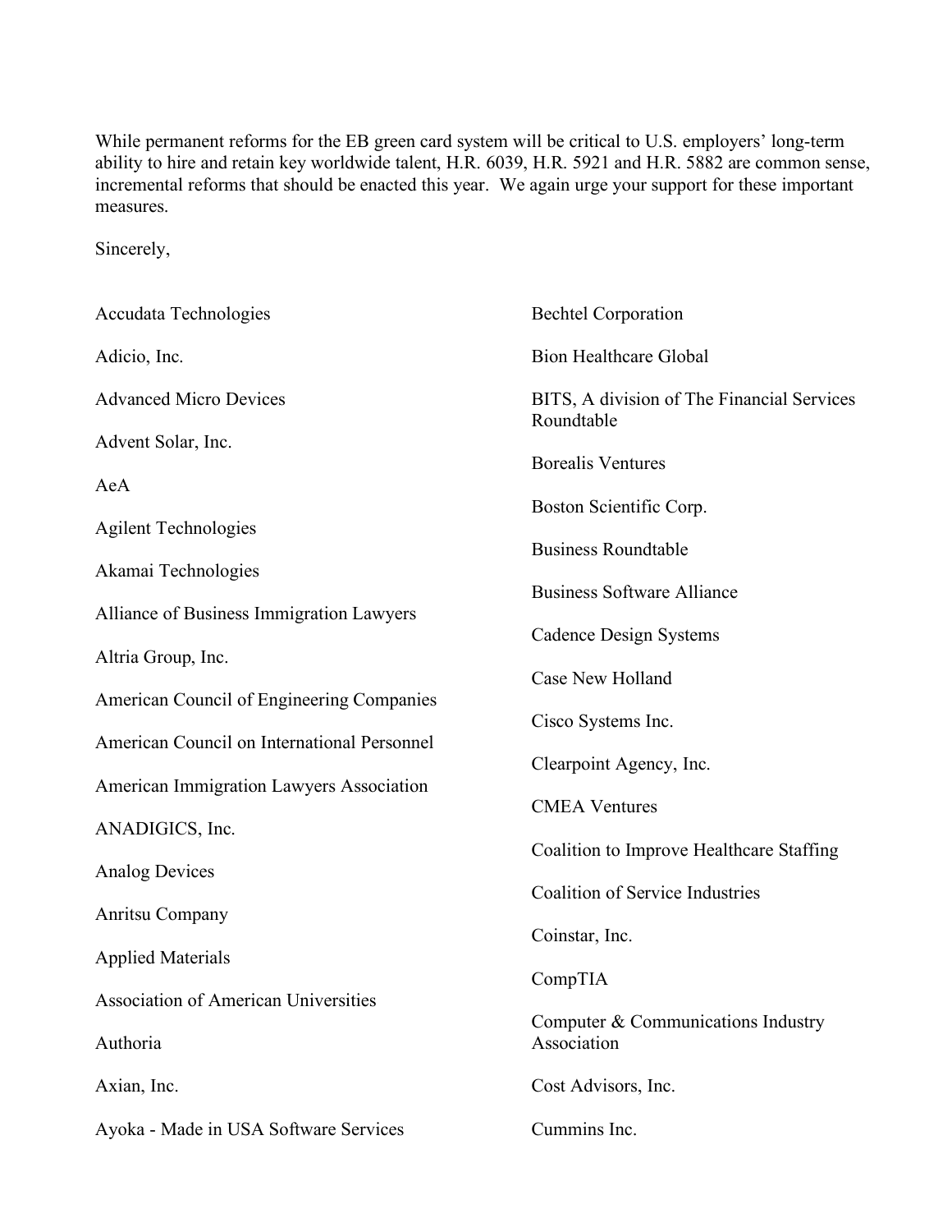While permanent reforms for the EB green card system will be critical to U.S. employers' long-term ability to hire and retain key worldwide talent, H.R. 6039, H.R. 5921 and H.R. 5882 are common sense, incremental reforms that should be enacted this year. We again urge your support for these important measures.

Sincerely,

Accudata Technologies

Adicio, Inc.

Advanced Micro Devices

Advent Solar, Inc.

AeA

Agilent Technologies

Akamai Technologies

Alliance of Business Immigration Lawyers

Altria Group, Inc.

American Council of Engineering Companies

American Council on International Personnel

American Immigration Lawyers Association

ANADIGICS, Inc.

Analog Devices

Anritsu Company

Applied Materials

Association of American Universities

Authoria

Axian, Inc.

Ayoka - Made in USA Software Services

Bechtel Corporation

Bion Healthcare Global

BITS, A division of The Financial Services Roundtable

Borealis Ventures

Boston Scientific Corp.

Business Roundtable

Business Software Alliance

Cadence Design Systems

Case New Holland

Cisco Systems Inc.

Clearpoint Agency, Inc.

CMEA Ventures

Coalition to Improve Healthcare Staffing

Coalition of Service Industries

Coinstar, Inc.

CompTIA

Computer & Communications Industry Association

Cost Advisors, Inc.

Cummins Inc.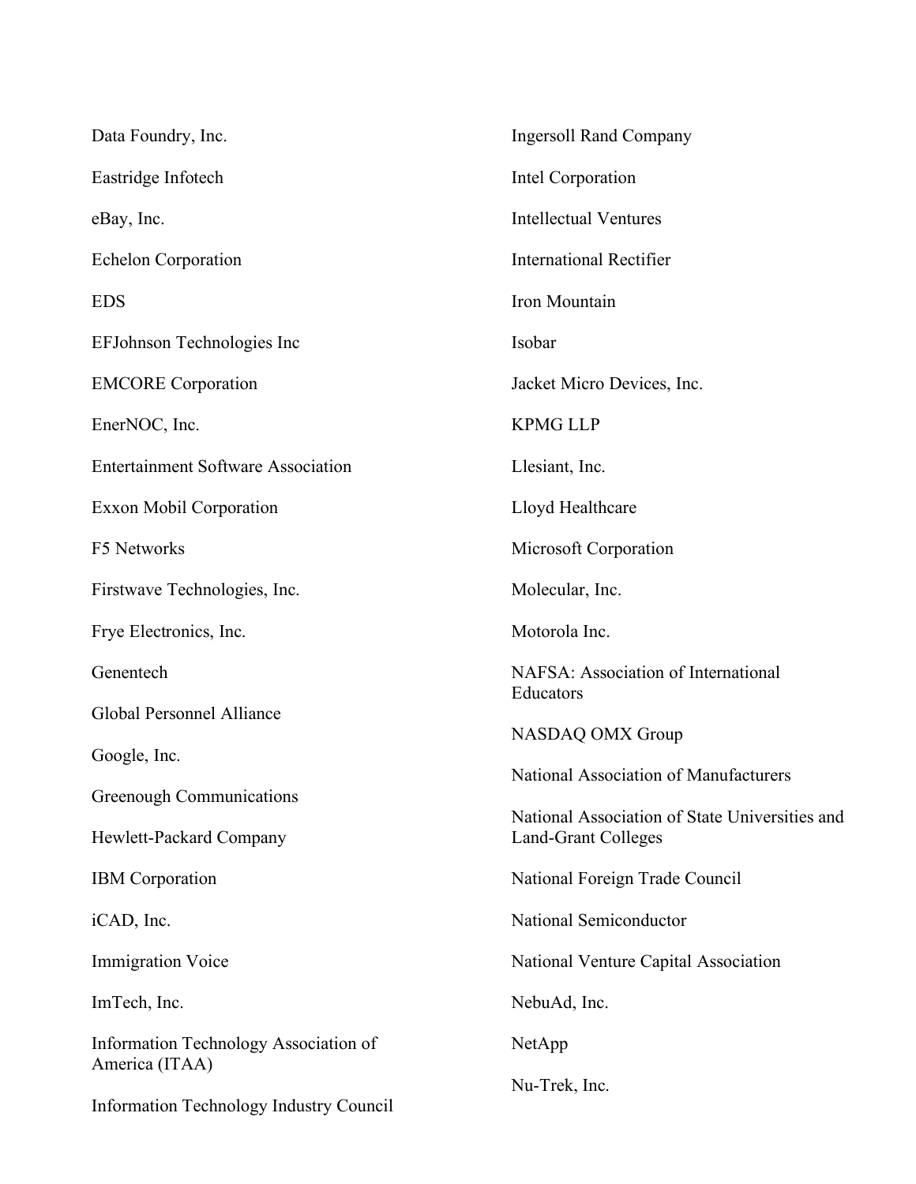Data Foundry, Inc.

Eastridge Infotech

eBay, Inc.

Echelon Corporation

EDS

EFJohnson Technologies Inc

EMCORE Corporation

EnerNOC, Inc.

Entertainment Software Association

Exxon Mobil Corporation

F5 Networks

Firstwave Technologies, Inc.

Frye Electronics, Inc.

Genentech

Global Personnel Alliance

Google, Inc.

Greenough Communications

Hewlett-Packard Company

IBM Corporation

iCAD, Inc.

Immigration Voice

ImTech, Inc.

Information Technology Association of America (ITAA)

Information Technology Industry Council

Ingersoll Rand Company

Intel Corporation

Intellectual Ventures

International Rectifier

Iron Mountain

Isobar

Jacket Micro Devices, Inc.

KPMG LLP

Llesiant, Inc.

Lloyd Healthcare

Microsoft Corporation

Molecular, Inc.

Motorola Inc.

NAFSA: Association of International Educators

NASDAQ OMX Group

National Association of Manufacturers

National Association of State Universities and Land-Grant Colleges

National Foreign Trade Council

National Semiconductor

National Venture Capital Association

NebuAd, Inc.

NetApp

Nu-Trek, Inc.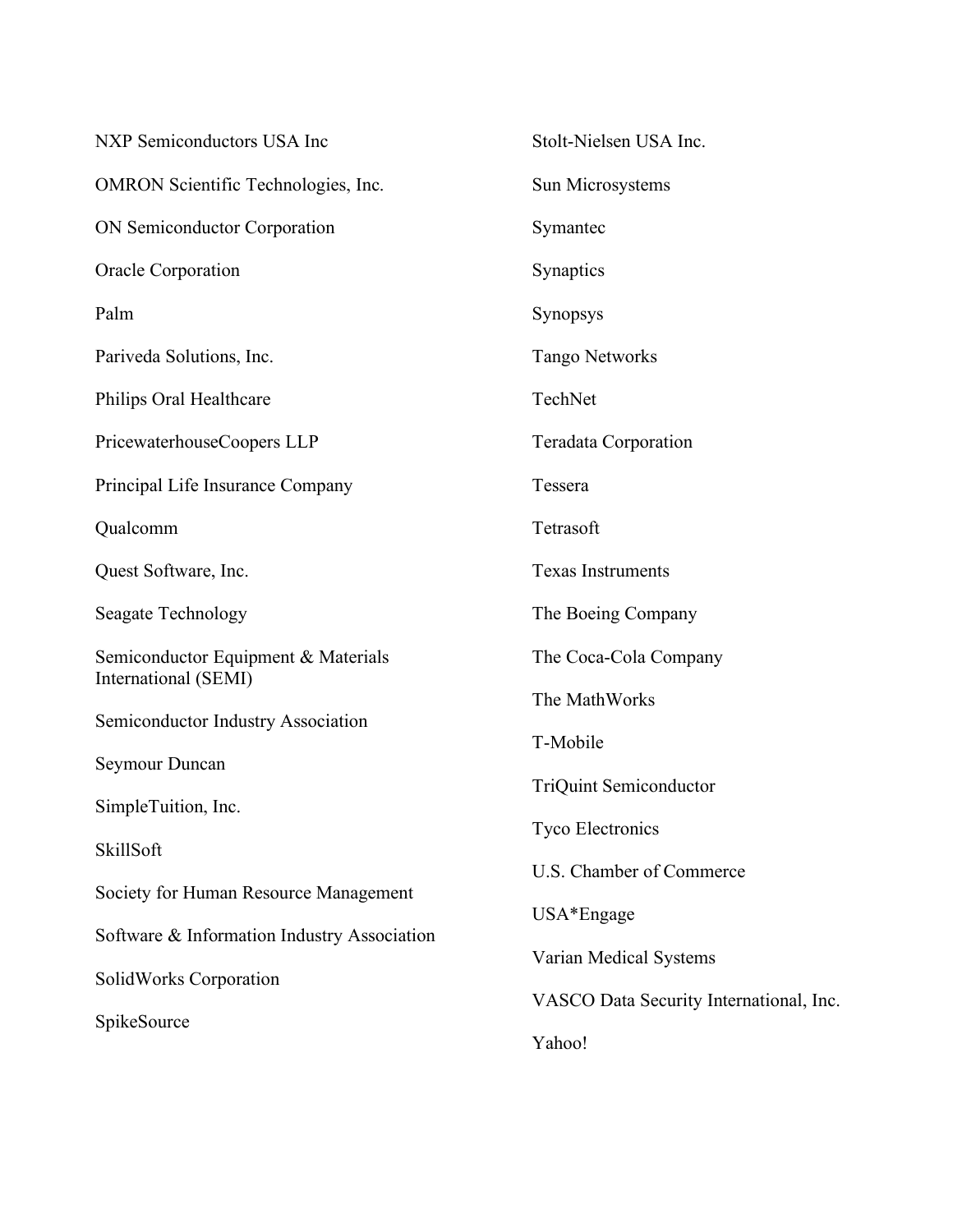NXP Semiconductors USA Inc

OMRON Scientific Technologies, Inc.

ON Semiconductor Corporation

Oracle Corporation

Palm

Pariveda Solutions, Inc.

Philips Oral Healthcare

PricewaterhouseCoopers LLP

Principal Life Insurance Company

Qualcomm

Quest Software, Inc.

Seagate Technology

Semiconductor Equipment & Materials International (SEMI)

Semiconductor Industry Association

Seymour Duncan

SimpleTuition, Inc.

SkillSoft

Society for Human Resource Management

Software & Information Industry Association

SolidWorks Corporation

SpikeSource

Stolt-Nielsen USA Inc.

Sun Microsystems

Symantec

Synaptics

Synopsys

Tango Networks

TechNet

Teradata Corporation

Tessera

Tetrasoft

Texas Instruments

The Boeing Company

The Coca-Cola Company

The MathWorks

T-Mobile

TriQuint Semiconductor

Tyco Electronics

U.S. Chamber of Commerce

USA*Engage

Varian Medical Systems

VASCO Data Security International, Inc.

Yahoo!